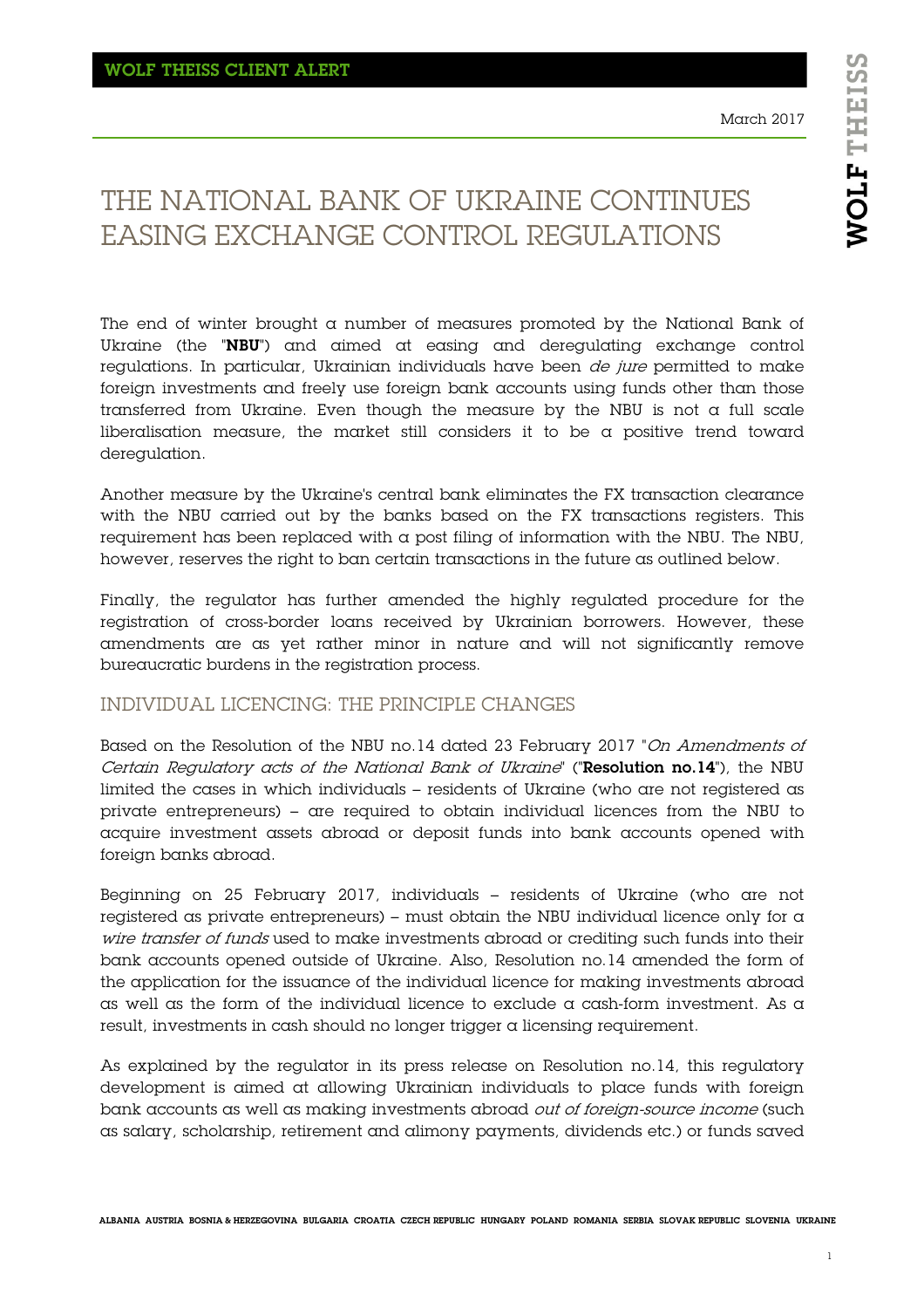WOLF THEISS CLIENT ALERT

March 2017

# THE NATIONAL BANK OF UKRAINE CONTINUES EASING EXCHANGE CONTROL REGULATIONS

The end of winter brought a number of measures promoted by the National Bank of Ukraine (the "**NBU**") and aimed at easing and deregulating exchange control regulations. In particular, Ukrainian individuals have been *de jure* permitted to make foreign investments and freely use foreign bank accounts using funds other than those transferred from Ukraine. Even though the measure by the NBU is not a full scale liberalisation measure, the market still considers it to be a positive trend toward deregulation.

Another measure by the Ukraine's central bank eliminates the FX transaction clearance with the NBU carried out by the banks based on the FX transactions registers. This requirement has been replaced with a post filing of information with the NBU. The NBU, however, reserves the right to ban certain transactions in the future as outlined below.

Finally, the regulator has further amended the highly regulated procedure for the registration of cross-border loans received by Ukrainian borrowers. However, these amendments are as yet rather minor in nature and will not significantly remove bureaucratic burdens in the registration process.

## INDIVIDUAL LICENCING: THE PRINCIPLE CHANGES

Based on the Resolution of the NBU no.14 dated 23 February 2017 "*On Amendments of Certain Regulatory acts of the National Bank of Ukraine*" ("**Resolution no.14**"), the NBU limited the cases in which individuals – residents of Ukraine (who are not registered as private entrepreneurs) – are required to obtain individual licences from the NBU to acquire investment assets abroad or deposit funds into bank accounts opened with foreign banks abroad.

Beginning on 25 February 2017, individuals – residents of Ukraine (who are not registered as private entrepreneurs) – must obtain the NBU individual licence only for a *wire transfer of funds* used to make investments abroad or crediting such funds into their bank accounts opened outside of Ukraine. Also, Resolution no.14 amended the form of the application for the issuance of the individual licence for making investments abroad as well as the form of the individual licence to exclude a cash-form investment. As a result, investments in cash should no longer trigger a licensing requirement.

As explained by the regulator in its press release on Resolution no.14, this regulatory development is aimed at allowing Ukrainian individuals to place funds with foreign bank accounts as well as making investments abroad *out of foreign-source income* (such as salary, scholarship, retirement and alimony payments, dividends etc.) or funds saved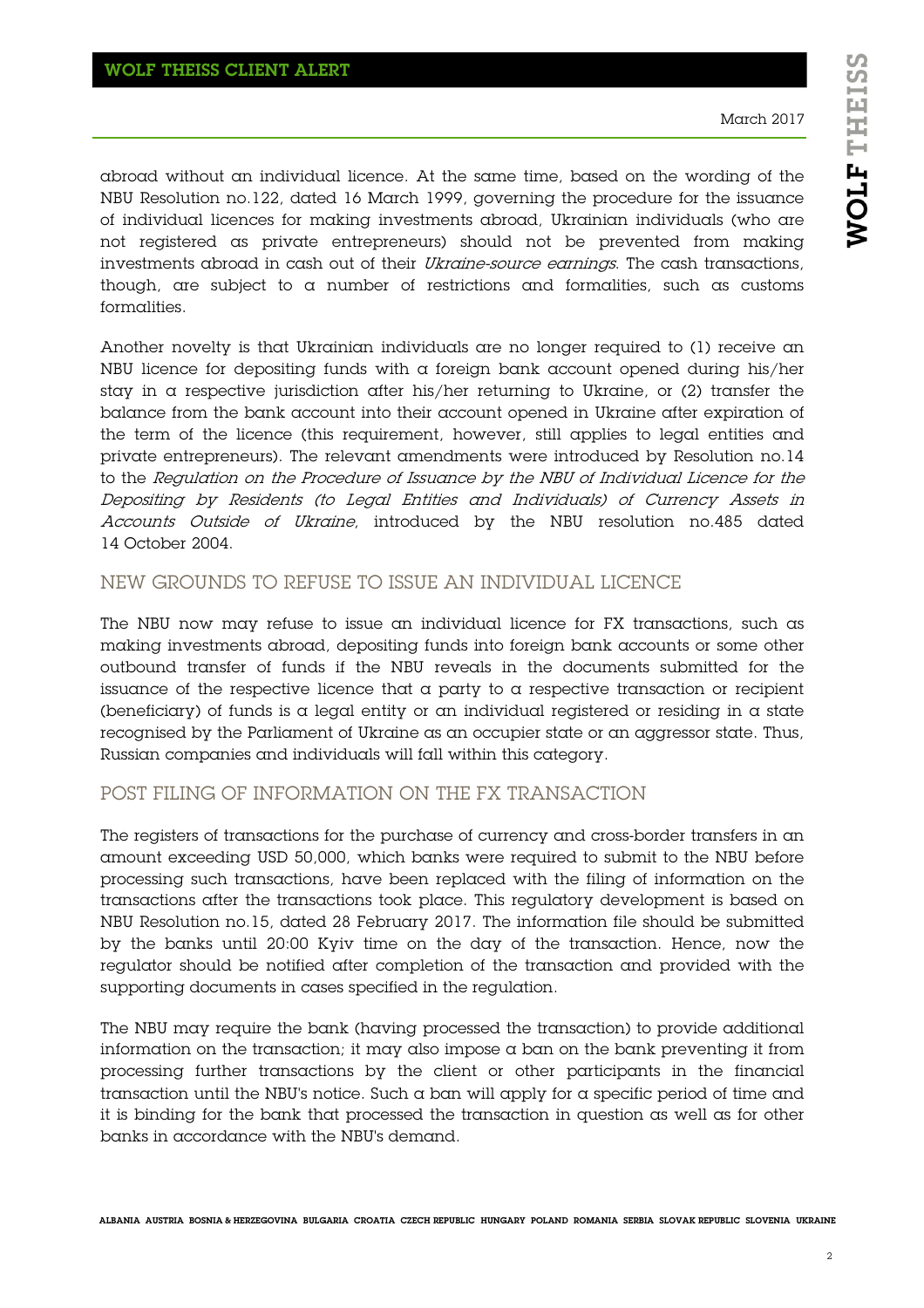abroad without an individual licence. At the same time, based on the wording of the NBU Resolution no.122, dated 16 March 1999, governing the procedure for the issuance of individual licences for making investments abroad, Ukrainian individuals (who are not registered as private entrepreneurs) should not be prevented from making investments abroad in cash out of their *Ukraine-source earnings*. The cash transactions, though, are subject to a number of restrictions and formalities, such as customs formalities.

Another novelty is that Ukrainian individuals are no longer required to (1) receive an NBU licence for depositing funds with a foreign bank account opened during his/her stay in a respective jurisdiction after his/her returning to Ukraine, or (2) transfer the balance from the bank account into their account opened in Ukraine after expiration of the term of the licence (this requirement, however, still applies to legal entities and private entrepreneurs). The relevant amendments were introduced by Resolution no.14 to the *Regulation on the Procedure of Issuance by the NBU of Individual Licence for the Depositing by Residents (to Legal Entities and Individuals) of Currency Assets in Accounts Outside of Ukraine*, introduced by the NBU resolution no.485 dated 14 October 2004.

## NEW GROUNDS TO REFUSE TO ISSUE AN INDIVIDUAL LICENCE

The NBU now may refuse to issue an individual licence for FX transactions, such as making investments abroad, depositing funds into foreign bank accounts or some other outbound transfer of funds if the NBU reveals in the documents submitted for the issuance of the respective licence that a party to a respective transaction or recipient (beneficiary) of funds is a legal entity or an individual registered or residing in a state recognised by the Parliament of Ukraine as an occupier state or an aggressor state. Thus, Russian companies and individuals will fall within this category.

## POST FILING OF INFORMATION ON THE FX TRANSACTION

The registers of transactions for the purchase of currency and cross-border transfers in an amount exceeding USD 50,000, which banks were required to submit to the NBU before processing such transactions, have been replaced with the filing of information on the transactions after the transactions took place. This regulatory development is based on NBU Resolution no.15, dated 28 February 2017. The information file should be submitted by the banks until 20:00 Kyiv time on the day of the transaction. Hence, now the regulator should be notified after completion of the transaction and provided with the supporting documents in cases specified in the regulation.

The NBU may require the bank (having processed the transaction) to provide additional information on the transaction; it may also impose a ban on the bank preventing it from processing further transactions by the client or other participants in the financial transaction until the NBU's notice. Such a ban will apply for a specific period of time and it is binding for the bank that processed the transaction in question as well as for other banks in accordance with the NBU's demand.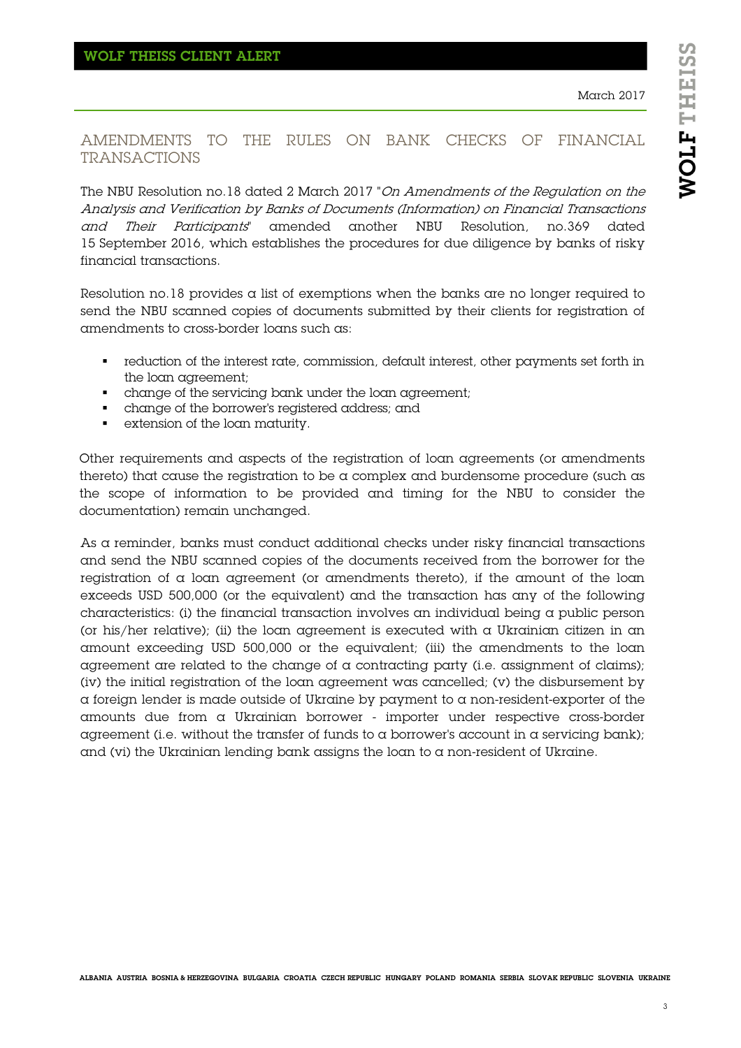## AMENDMENTS TO THE RULES ON BANK CHECKS OF FINANCIAL TRANSACTIONS

The NBU Resolution no.18 dated 2 March 2017 "*On Amendments of the Regulation on the Analysis and Verification by Banks of Documents (Information) on Financial Transactions and Their Participants*" amended another NBU Resolution, no.369 dated 15 September 2016, which establishes the procedures for due diligence by banks of risky financial transactions.

Resolution no.18 provides a list of exemptions when the banks are no longer required to send the NBU scanned copies of documents submitted by their clients for registration of amendments to cross-border loans such as:

- reduction of the interest rate, commission, default interest, other payments set forth in the loan agreement;
- change of the servicing bank under the loan agreement;
- change of the borrower's registered address; and
- extension of the loan maturity.

Other requirements and aspects of the registration of loan agreements (or amendments thereto) that cause the registration to be a complex and burdensome procedure (such as the scope of information to be provided and timing for the NBU to consider the documentation) remain unchanged.

As a reminder, banks must conduct additional checks under risky financial transactions and send the NBU scanned copies of the documents received from the borrower for the registration of a loan agreement (or amendments thereto), if the amount of the loan exceeds USD 500,000 (or the equivalent) and the transaction has any of the following characteristics: (i) the financial transaction involves an individual being a public person (or his/her relative); (ii) the loan agreement is executed with a Ukrainian citizen in an amount exceeding USD 500,000 or the equivalent; (iii) the amendments to the loan agreement are related to the change of a contracting party (i.e. assignment of claims); (iv) the initial registration of the loan agreement was cancelled; (v) the disbursement by a foreign lender is made outside of Ukraine by payment to a non-resident-exporter of the amounts due from a Ukrainian borrower - importer under respective cross-border agreement (i.e. without the transfer of funds to a borrower's account in a servicing bank); and (vi) the Ukrainian lending bank assigns the loan to a non-resident of Ukraine.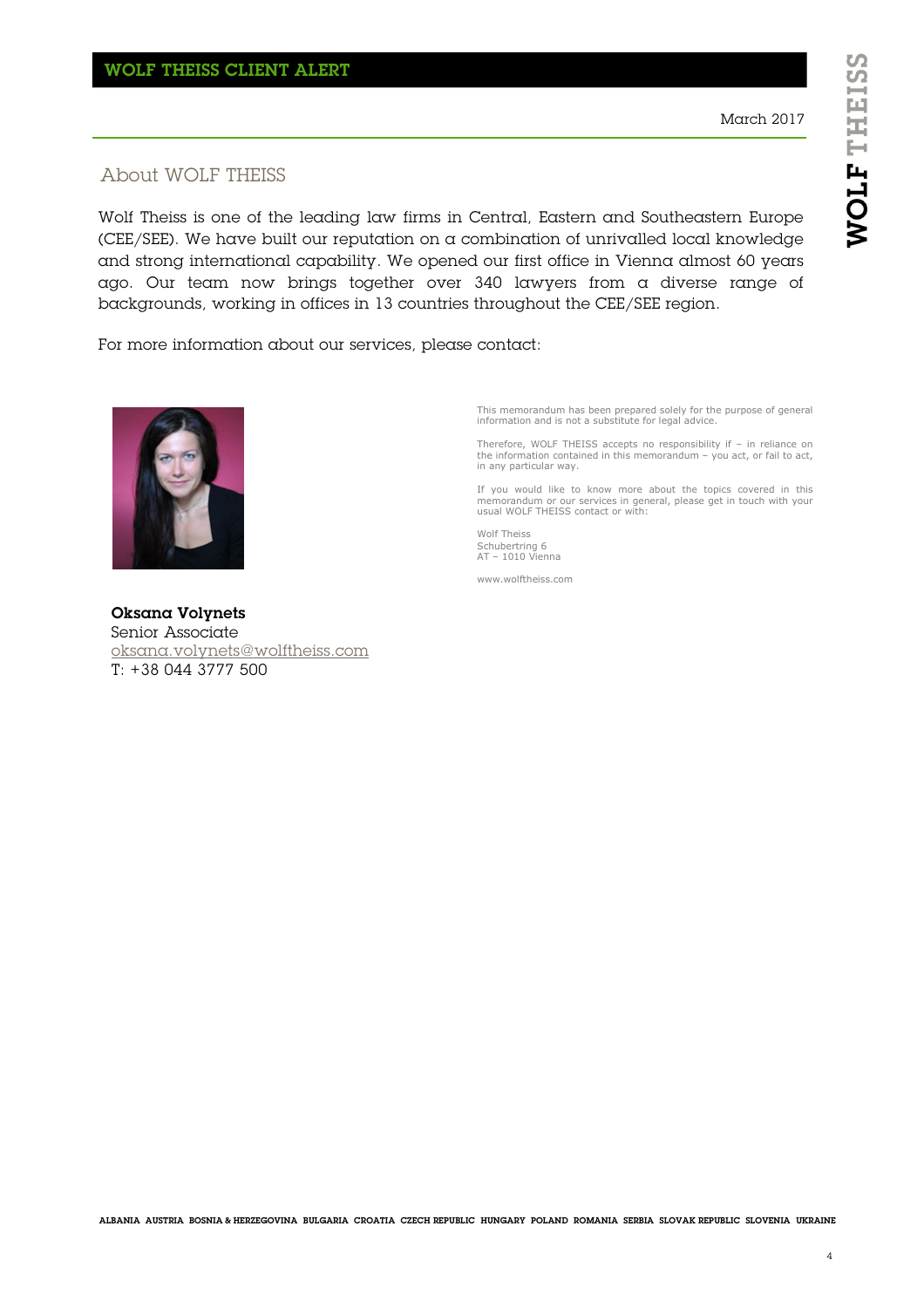## About WOLF THEISS

Wolf Theiss is one of the leading law firms in Central, Eastern and Southeastern Europe (CEE/SEE). We have built our reputation on a combination of unrivalled local knowledge and strong international capability. We opened our first office in Vienna almost 60 years ago. Our team now brings together over 340 lawyers from a diverse range of backgrounds, working in offices in 13 countries throughout the CEE/SEE region.

For more information about our services, please contact:

**Oksana Volynets**
Senior Associate
oksana.volynets@wolftheiss.com
T: +38 044 3777 500

This memorandum has been prepared solely for the purpose of general information and is not a substitute for legal advice.

Therefore, WOLF THEISS accepts no responsibility if – in reliance on the information contained in this memorandum – you act, or fail to act, in any particular way.

If you would like to know more about the topics covered in this memorandum or our services in general, please get in touch with your usual WOLF THEISS contact or with:

Wolf Theiss
Schubertring 6
AT – 1010 Vienna

www.wolftheiss.com

ALBANIA AUSTRIA BOSNIA & HERZEGOVINA BULGARIA CROATIA CZECH REPUBLIC HUNGARY POLAND ROMANIA SERBIA SLOVAK REPUBLIC SLOVENIA UKRAINE